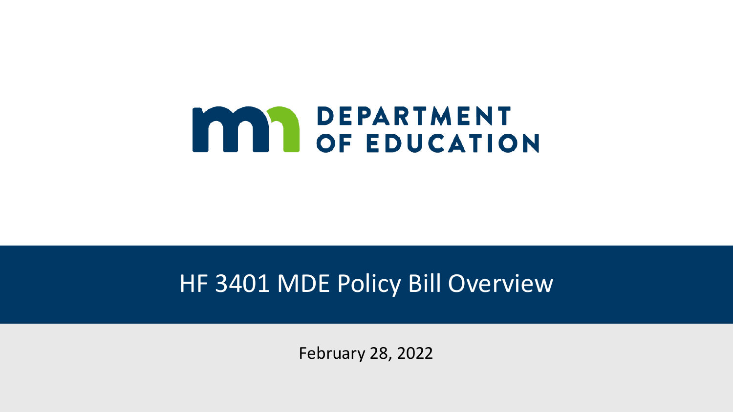DEPARTMENT OF EDUCATION

# HF 3401 MDE Policy Bill Overview

February 28, 2022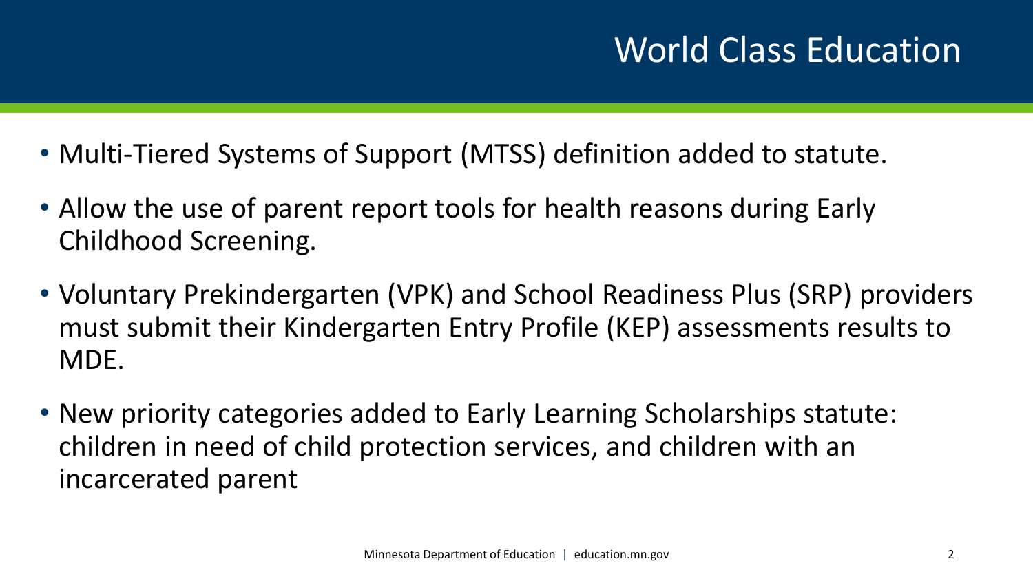# World Class Education

- Multi-Tiered Systems of Support (MTSS) definition added to statute.
- Allow the use of parent report tools for health reasons during Early Childhood Screening.
- Voluntary Prekindergarten (VPK) and School Readiness Plus (SRP) providers must submit their Kindergarten Entry Profile (KEP) assessments results to MDE.
- New priority categories added to Early Learning Scholarships statute: children in need of child protection services, and children with an incarcerated parent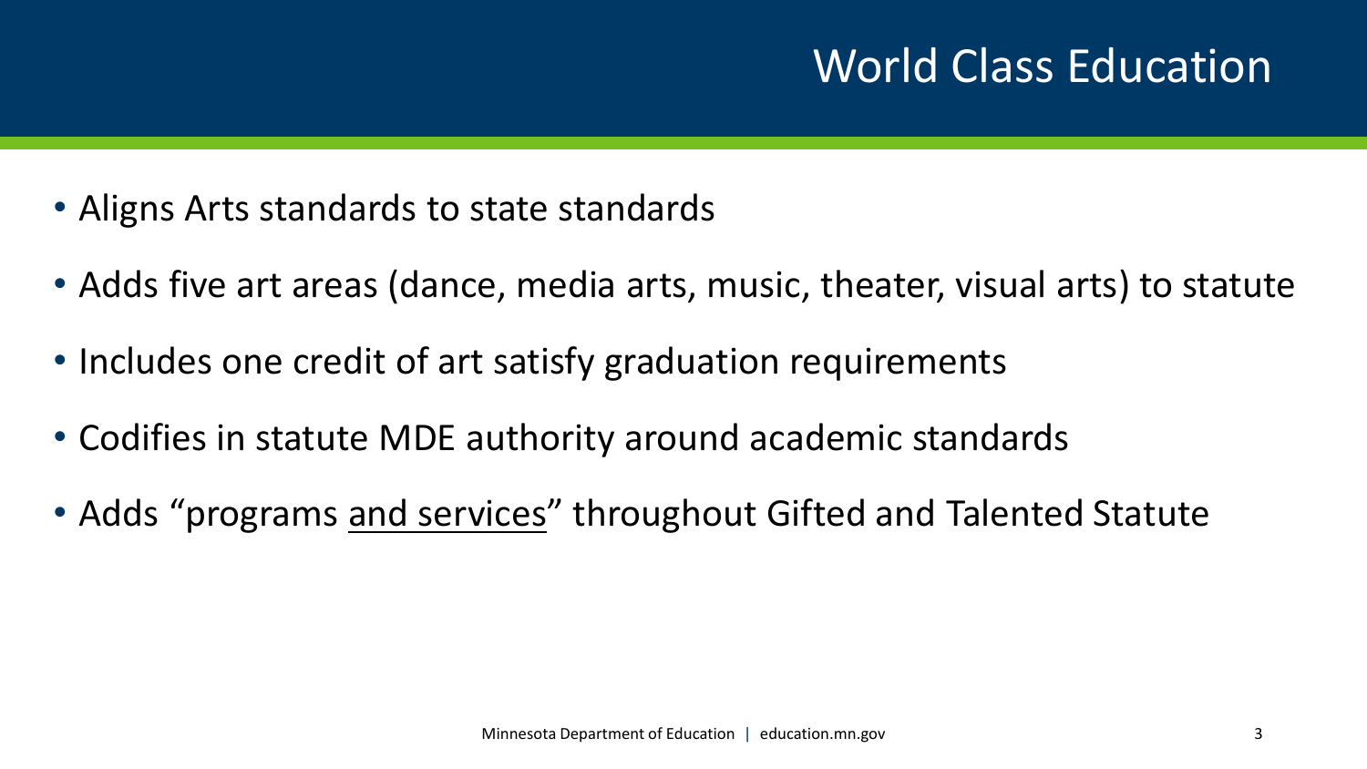# World Class Education

- Aligns Arts standards to state standards
- Adds five art areas (dance, media arts, music, theater, visual arts) to statute
- Includes one credit of art satisfy graduation requirements
- Codifies in statute MDE authority around academic standards
- Adds "programs <u>and services</u>" throughout Gifted and Talented Statute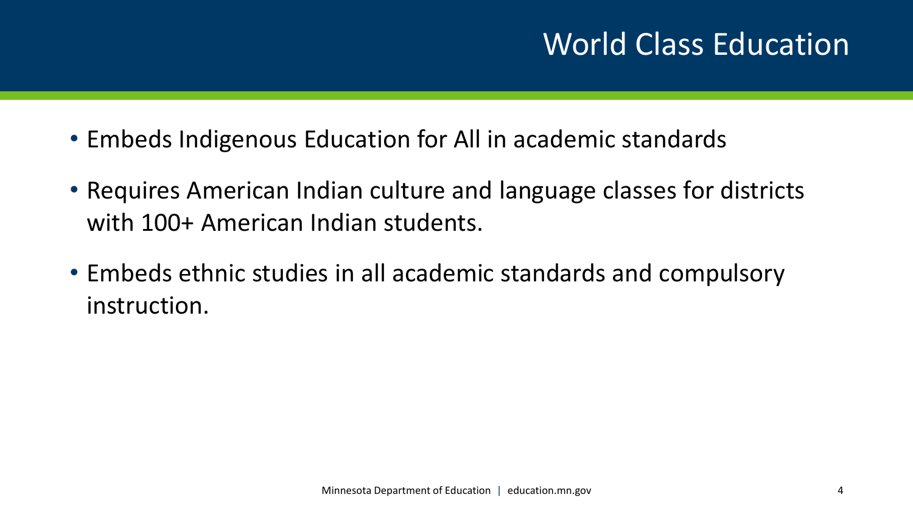# World Class Education

- Embeds Indigenous Education for All in academic standards
- Requires American Indian culture and language classes for districts with 100+ American Indian students.
- Embeds ethnic studies in all academic standards and compulsory instruction.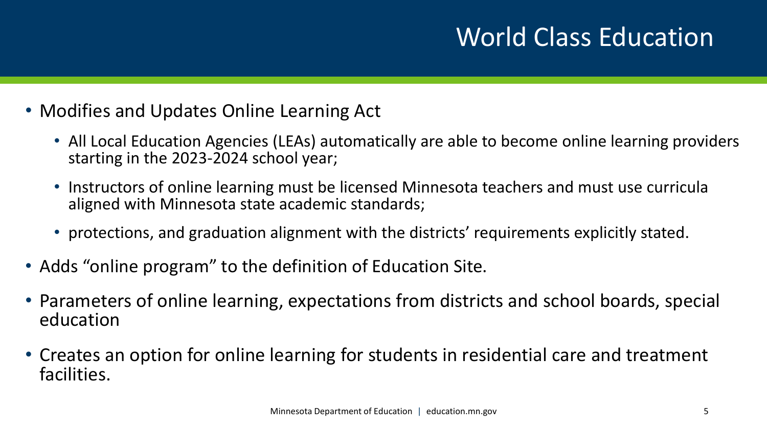# World Class Education

- Modifies and Updates Online Learning Act
  - All Local Education Agencies (LEAs) automatically are able to become online learning providers starting in the 2023-2024 school year;
  - Instructors of online learning must be licensed Minnesota teachers and must use curricula aligned with Minnesota state academic standards;
  - protections, and graduation alignment with the districts' requirements explicitly stated.
- Adds "online program" to the definition of Education Site.
- Parameters of online learning, expectations from districts and school boards, special education
- Creates an option for online learning for students in residential care and treatment facilities.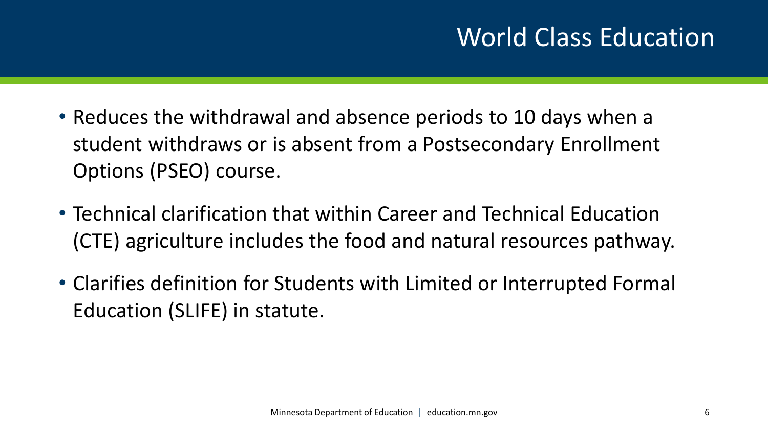# World Class Education

- Reduces the withdrawal and absence periods to 10 days when a student withdraws or is absent from a Postsecondary Enrollment Options (PSEO) course.
- Technical clarification that within Career and Technical Education (CTE) agriculture includes the food and natural resources pathway.
- Clarifies definition for Students with Limited or Interrupted Formal Education (SLIFE) in statute.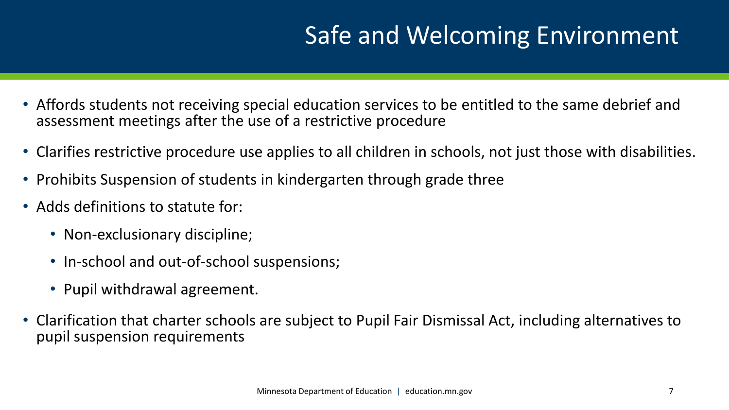# Safe and Welcoming Environment

- Affords students not receiving special education services to be entitled to the same debrief and assessment meetings after the use of a restrictive procedure
- Clarifies restrictive procedure use applies to all children in schools, not just those with disabilities.
- Prohibits Suspension of students in kindergarten through grade three
- Adds definitions to statute for:
  - Non-exclusionary discipline;
  - In-school and out-of-school suspensions;
  - Pupil withdrawal agreement.
- Clarification that charter schools are subject to Pupil Fair Dismissal Act, including alternatives to pupil suspension requirements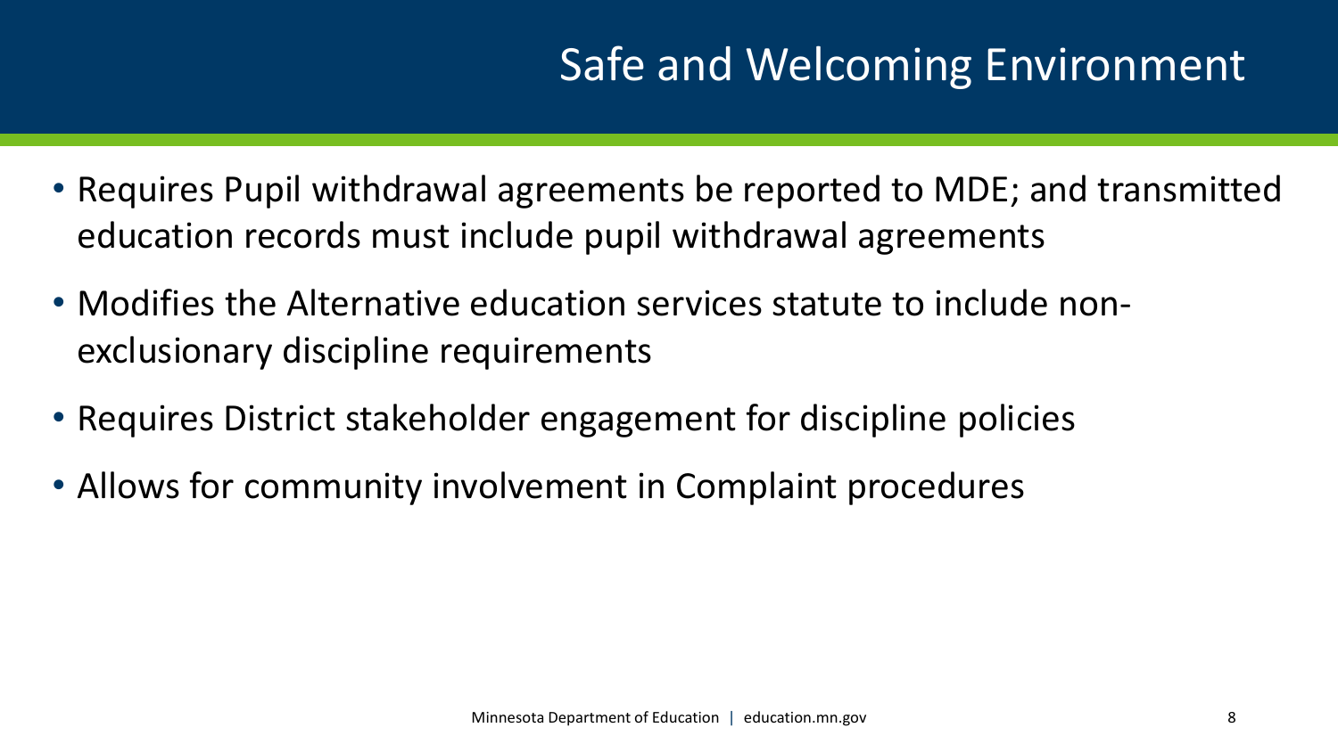# Safe and Welcoming Environment

- Requires Pupil withdrawal agreements be reported to MDE; and transmitted education records must include pupil withdrawal agreements
- Modifies the Alternative education services statute to include non-exclusionary discipline requirements
- Requires District stakeholder engagement for discipline policies
- Allows for community involvement in Complaint procedures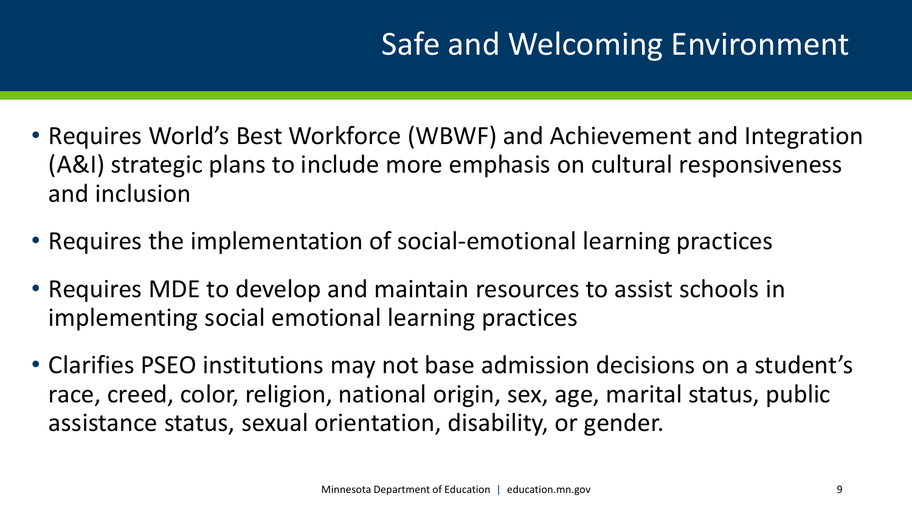# Safe and Welcoming Environment

- Requires World's Best Workforce (WBWF) and Achievement and Integration (A&I) strategic plans to include more emphasis on cultural responsiveness and inclusion
- Requires the implementation of social-emotional learning practices
- Requires MDE to develop and maintain resources to assist schools in implementing social emotional learning practices
- Clarifies PSEO institutions may not base admission decisions on a student's race, creed, color, religion, national origin, sex, age, marital status, public assistance status, sexual orientation, disability, or gender.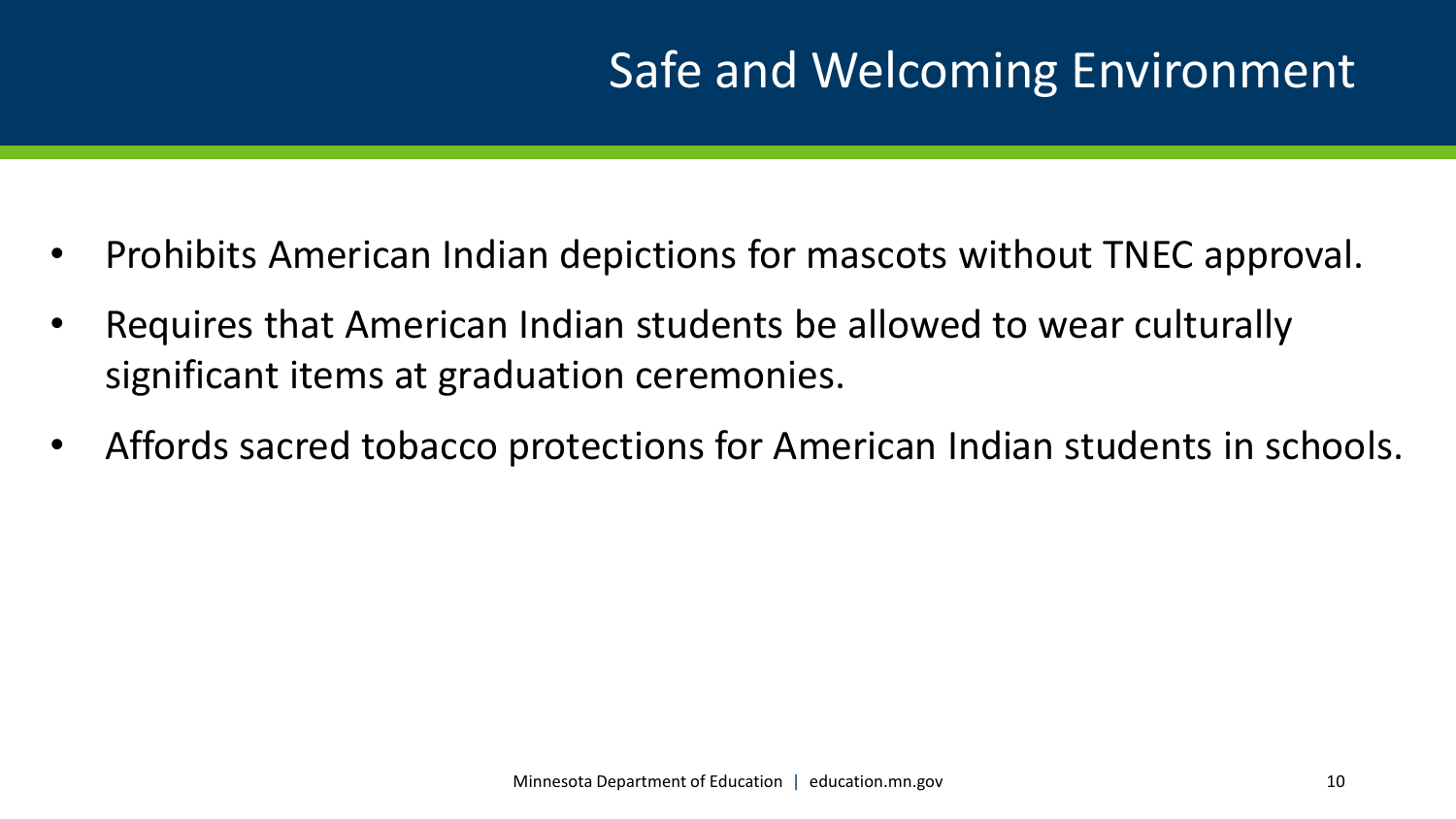# Safe and Welcoming Environment

- Prohibits American Indian depictions for mascots without TNEC approval.
- Requires that American Indian students be allowed to wear culturally significant items at graduation ceremonies.
- Affords sacred tobacco protections for American Indian students in schools.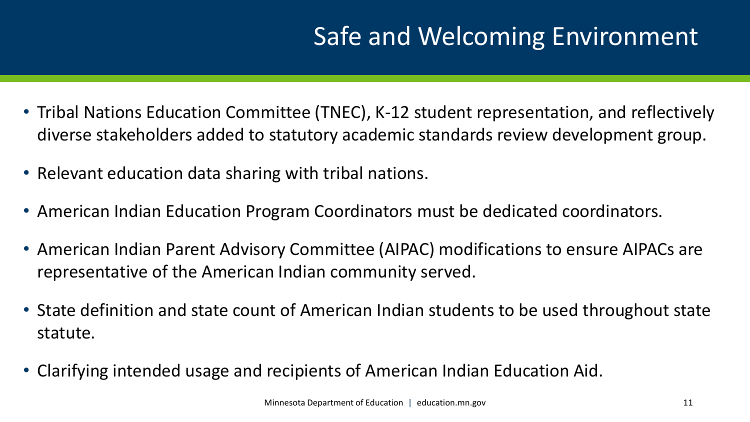# Safe and Welcoming Environment

- Tribal Nations Education Committee (TNEC), K-12 student representation, and reflectively diverse stakeholders added to statutory academic standards review development group.
- Relevant education data sharing with tribal nations.
- American Indian Education Program Coordinators must be dedicated coordinators.
- American Indian Parent Advisory Committee (AIPAC) modifications to ensure AIPACs are representative of the American Indian community served.
- State definition and state count of American Indian students to be used throughout state statute.
- Clarifying intended usage and recipients of American Indian Education Aid.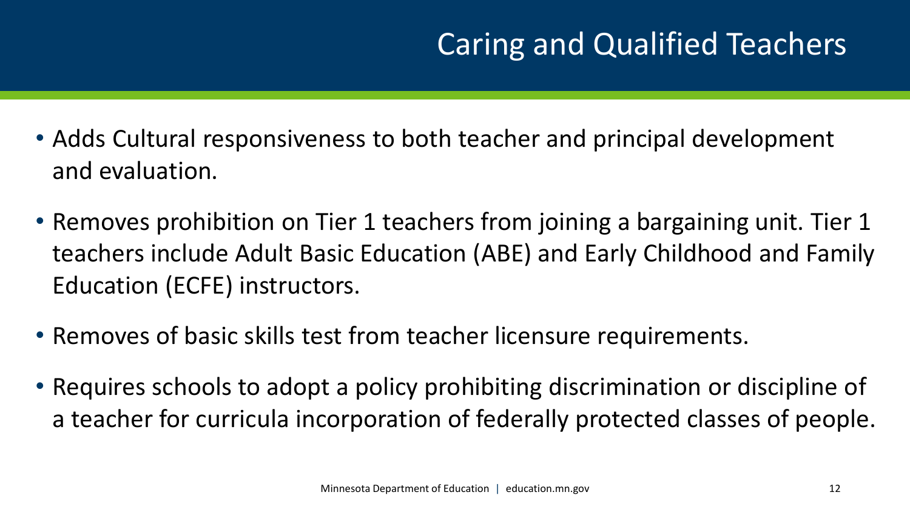# Caring and Qualified Teachers

- Adds Cultural responsiveness to both teacher and principal development and evaluation.
- Removes prohibition on Tier 1 teachers from joining a bargaining unit. Tier 1 teachers include Adult Basic Education (ABE) and Early Childhood and Family Education (ECFE) instructors.
- Removes of basic skills test from teacher licensure requirements.
- Requires schools to adopt a policy prohibiting discrimination or discipline of a teacher for curricula incorporation of federally protected classes of people.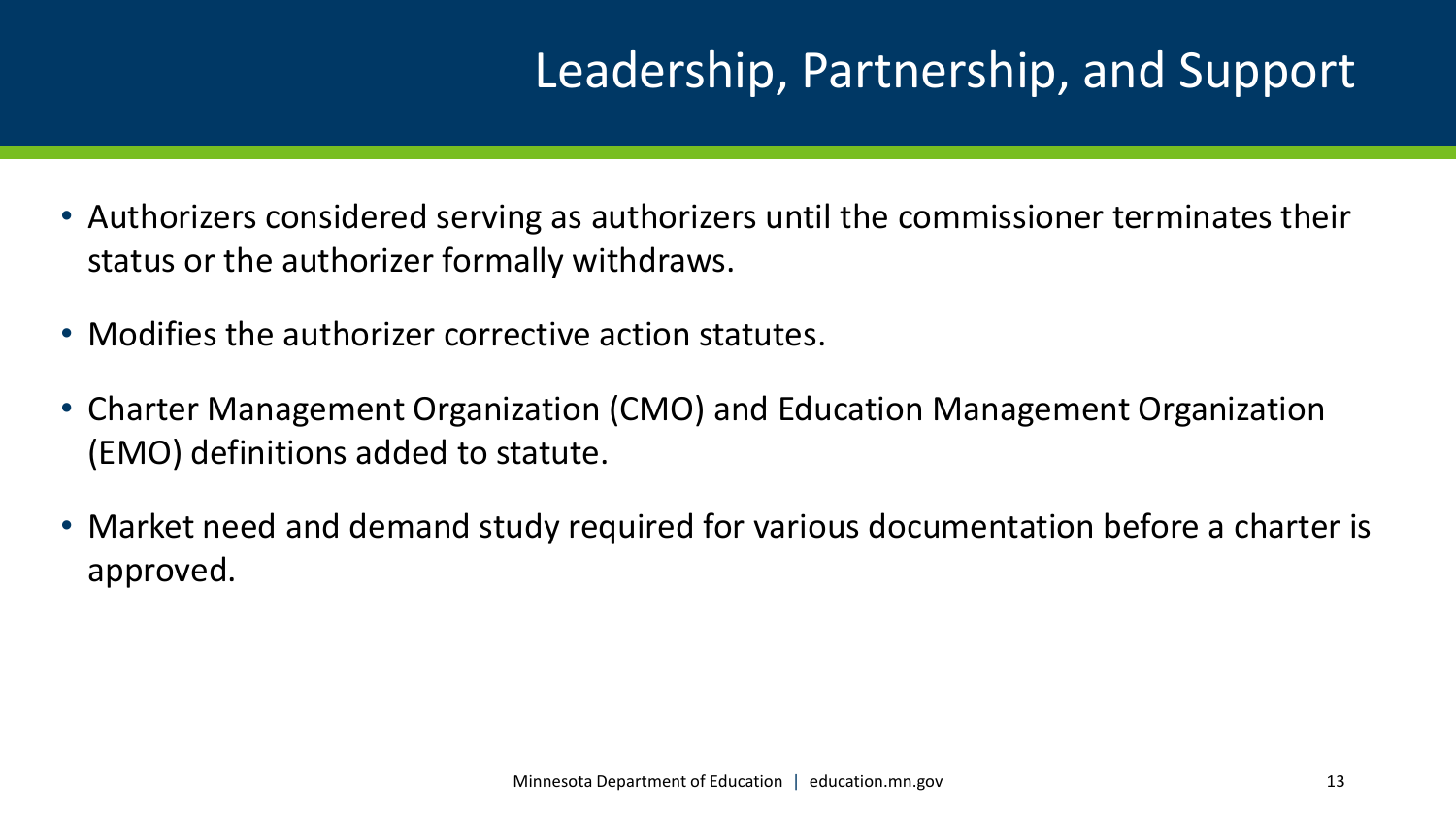# Leadership, Partnership, and Support

- Authorizers considered serving as authorizers until the commissioner terminates their status or the authorizer formally withdraws.
- Modifies the authorizer corrective action statutes.
- Charter Management Organization (CMO) and Education Management Organization (EMO) definitions added to statute.
- Market need and demand study required for various documentation before a charter is approved.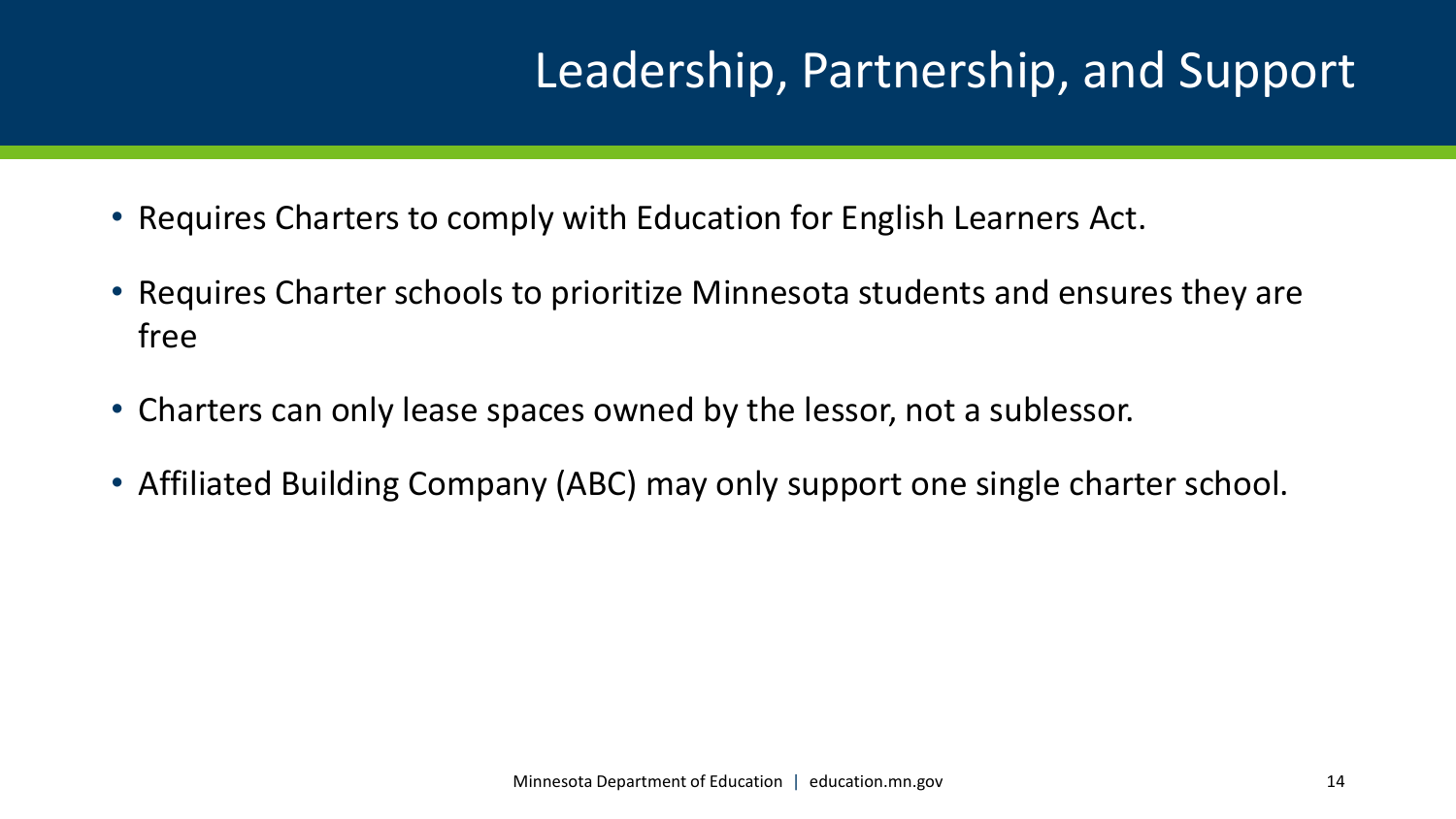# Leadership, Partnership, and Support

- Requires Charters to comply with Education for English Learners Act.
- Requires Charter schools to prioritize Minnesota students and ensures they are free
- Charters can only lease spaces owned by the lessor, not a sublessor.
- Affiliated Building Company (ABC) may only support one single charter school.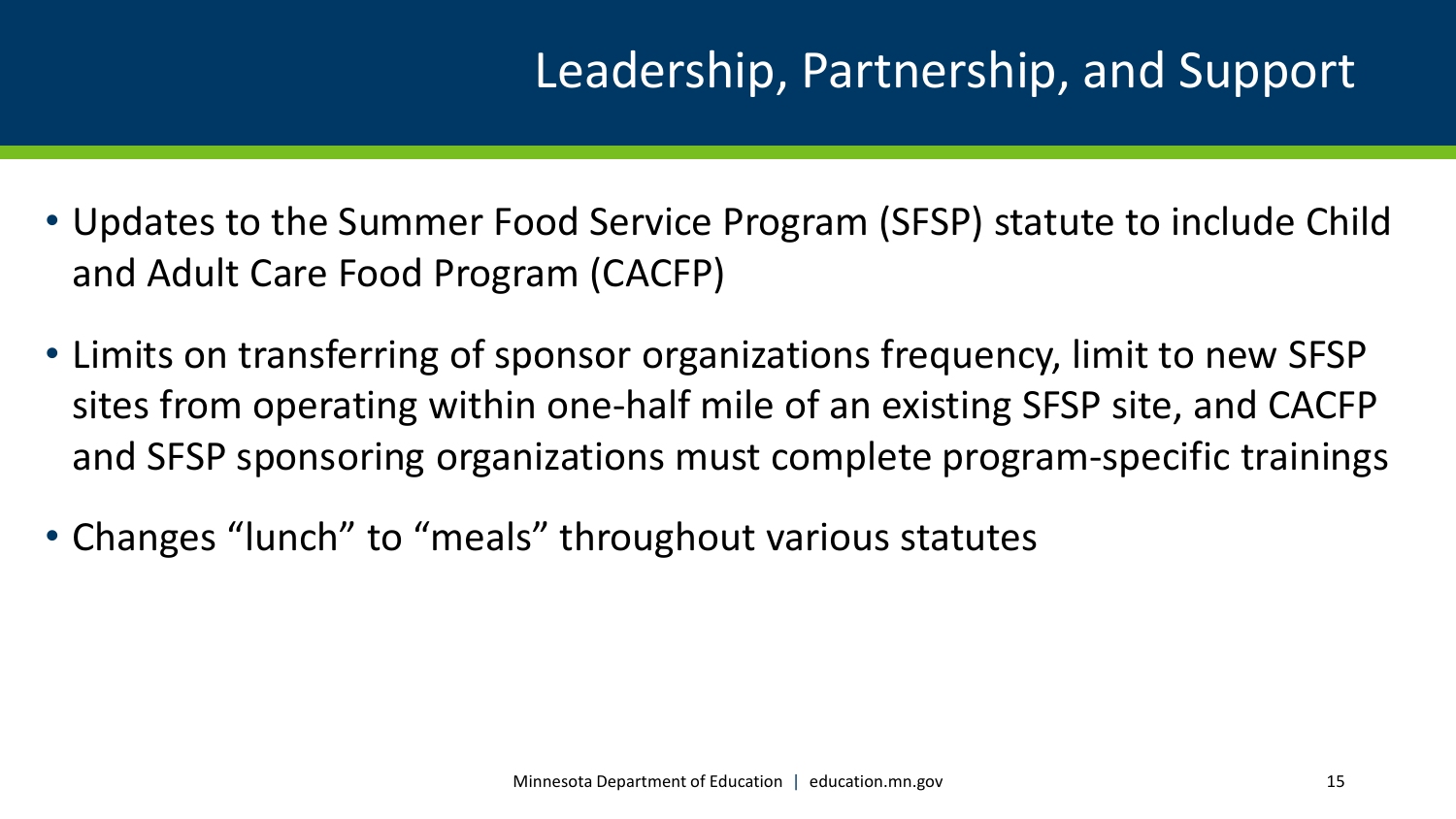# Leadership, Partnership, and Support

- Updates to the Summer Food Service Program (SFSP) statute to include Child and Adult Care Food Program (CACFP)
- Limits on transferring of sponsor organizations frequency, limit to new SFSP sites from operating within one-half mile of an existing SFSP site, and CACFP and SFSP sponsoring organizations must complete program-specific trainings
- Changes “lunch” to “meals” throughout various statutes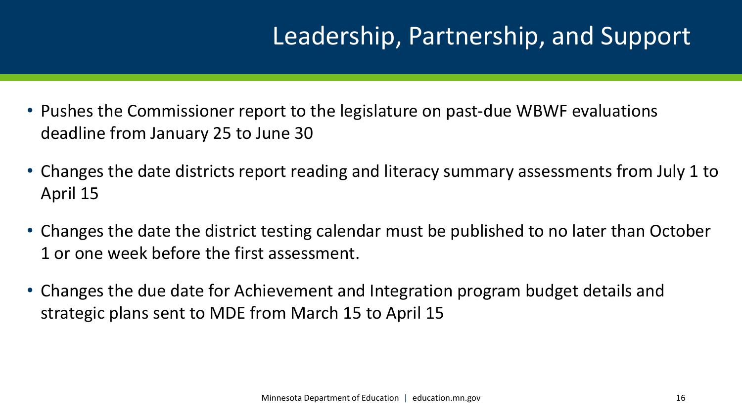# Leadership, Partnership, and Support

- Pushes the Commissioner report to the legislature on past-due WBWF evaluations deadline from January 25 to June 30
- Changes the date districts report reading and literacy summary assessments from July 1 to April 15
- Changes the date the district testing calendar must be published to no later than October 1 or one week before the first assessment.
- Changes the due date for Achievement and Integration program budget details and strategic plans sent to MDE from March 15 to April 15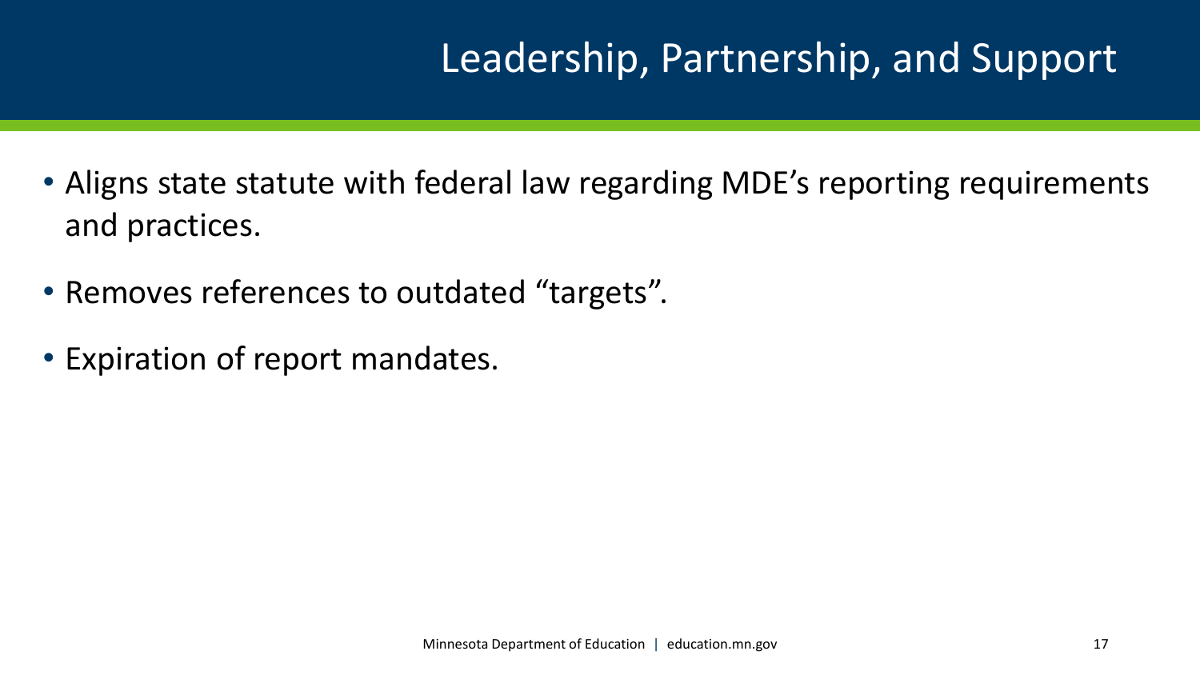# Leadership, Partnership, and Support

- Aligns state statute with federal law regarding MDE's reporting requirements and practices.
- Removes references to outdated "targets".
- Expiration of report mandates.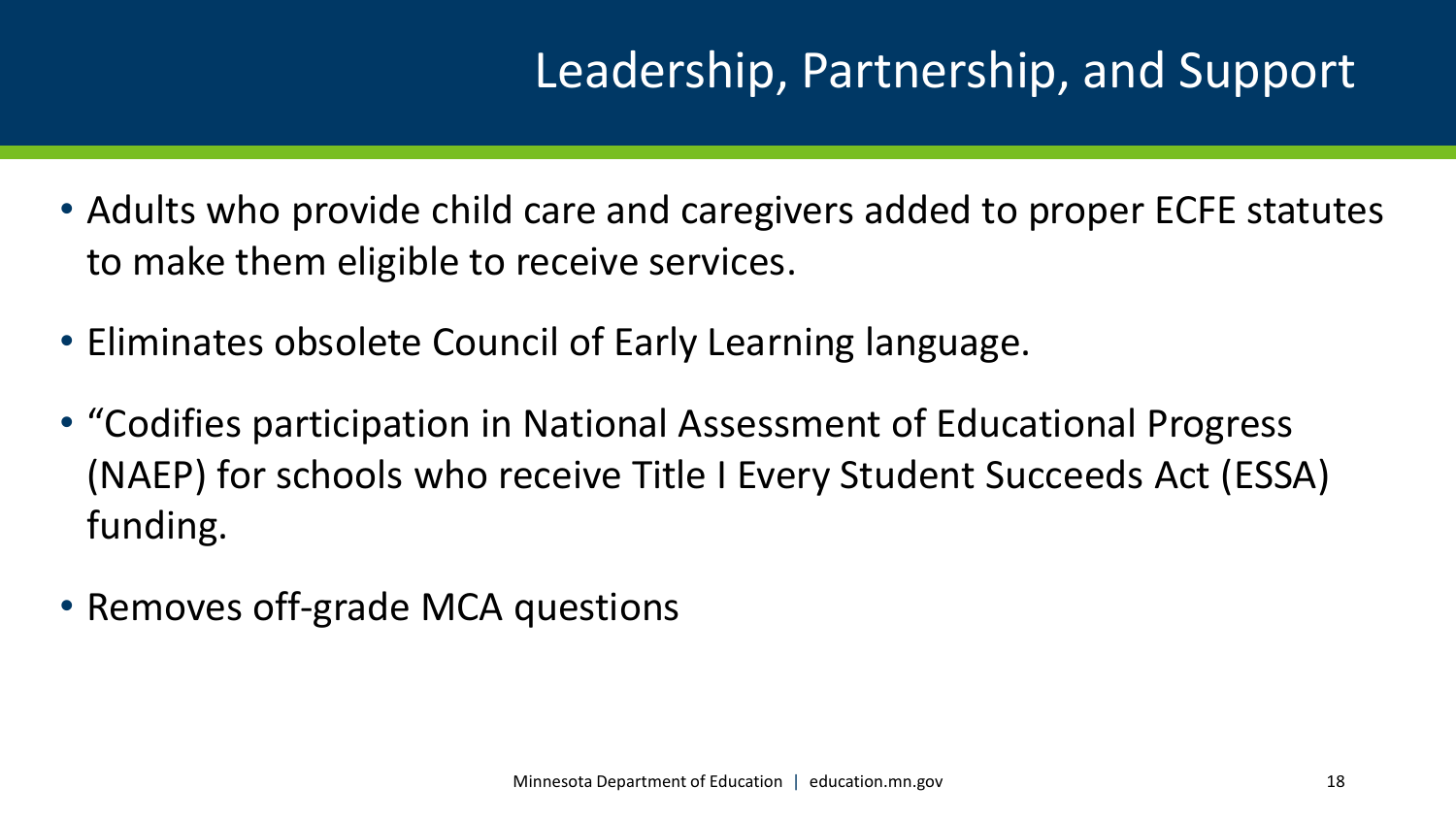# Leadership, Partnership, and Support

- Adults who provide child care and caregivers added to proper ECFE statutes to make them eligible to receive services.
- Eliminates obsolete Council of Early Learning language.
- "Codifies participation in National Assessment of Educational Progress (NAEP) for schools who receive Title I Every Student Succeeds Act (ESSA) funding.
- Removes off-grade MCA questions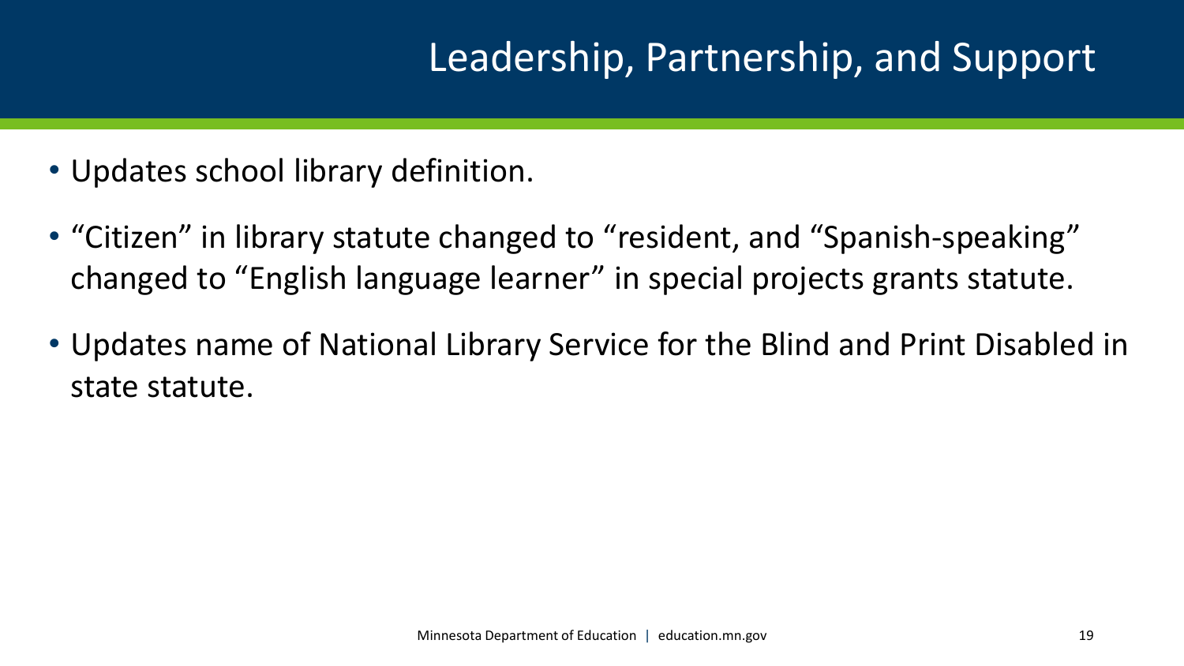# Leadership, Partnership, and Support

- Updates school library definition.
- “Citizen” in library statute changed to “resident, and “Spanish-speaking” changed to “English language learner” in special projects grants statute.
- Updates name of National Library Service for the Blind and Print Disabled in state statute.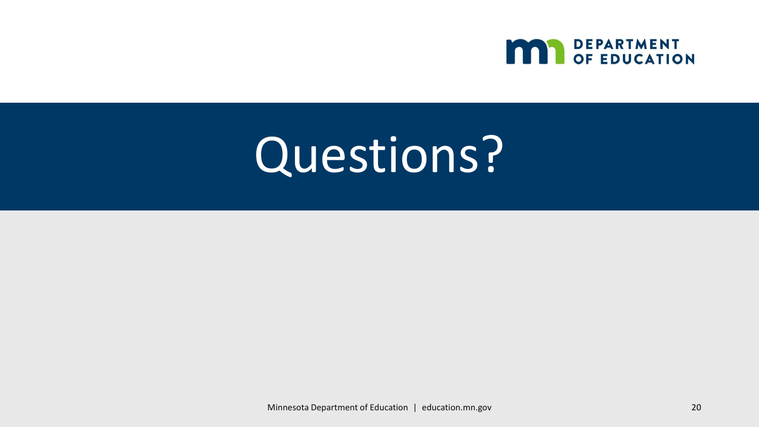# Questions?